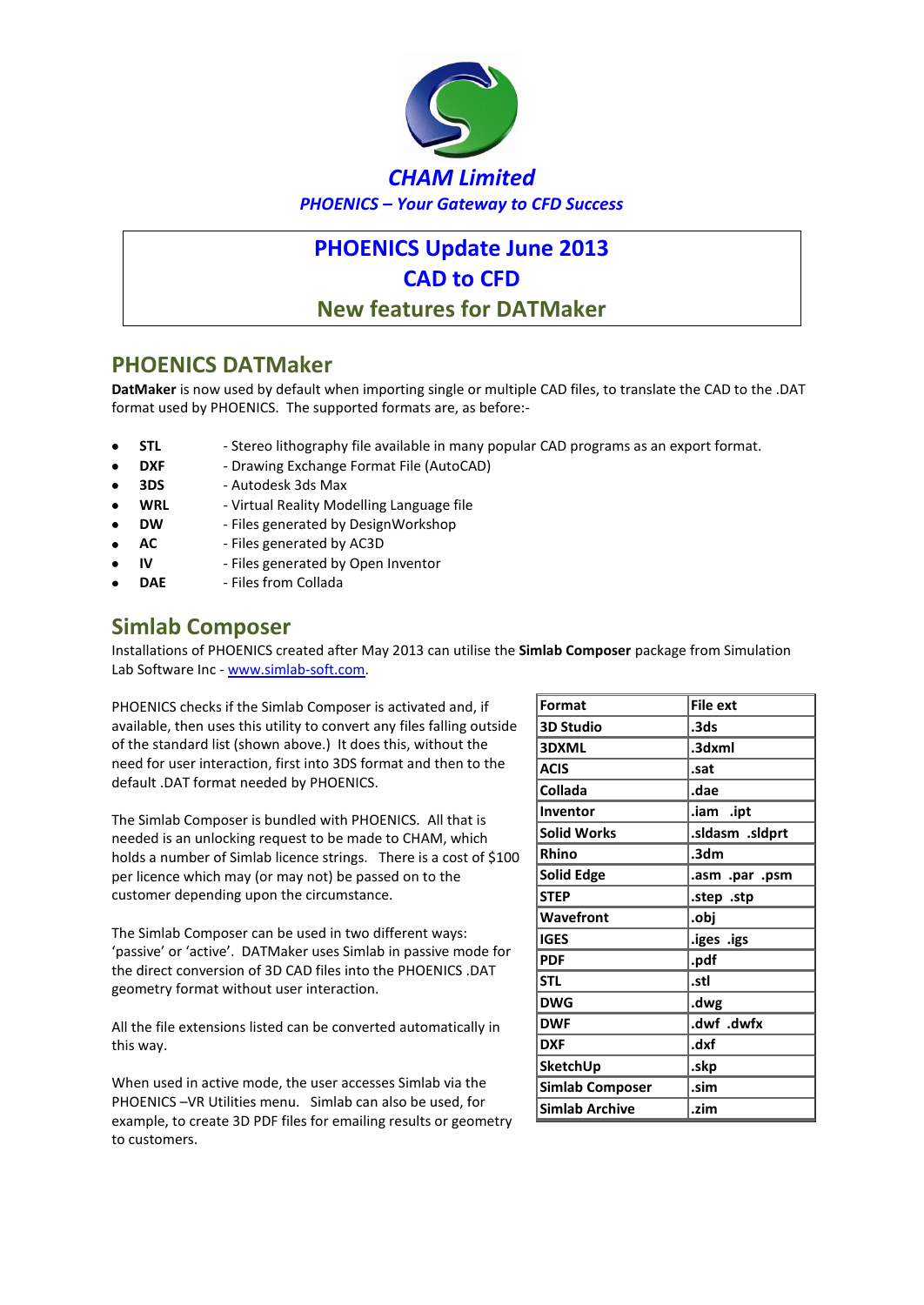**CHAM Limited**

***PHOENICS – Your Gateway to CFD Success***

# PHOENICS Update June 2013
# CAD to CFD
# New features for DATMaker

## PHOENICS DATMaker

**DatMaker** is now used by default when importing single or multiple CAD files, to translate the CAD to the .DAT format used by PHOENICS. The supported formats are, as before:-

- **STL** - Stereo lithography file available in many popular CAD programs as an export format.
- **DXF** - Drawing Exchange Format File (AutoCAD)
- **3DS** - Autodesk 3ds Max
- **WRL** - Virtual Reality Modelling Language file
- **DW** - Files generated by DesignWorkshop
- **AC** - Files generated by AC3D
- **IV** - Files generated by Open Inventor
- **DAE** - Files from Collada

## Simlab Composer

Installations of PHOENICS created after May 2013 can utilise the **Simlab Composer** package from Simulation Lab Software Inc - www.simlab-soft.com.

PHOENICS checks if the Simlab Composer is activated and, if available, then uses this utility to convert any files falling outside of the standard list (shown above.) It does this, without the need for user interaction, first into 3DS format and then to the default .DAT format needed by PHOENICS.

The Simlab Composer is bundled with PHOENICS. All that is needed is an unlocking request to be made to CHAM, which holds a number of Simlab licence strings. There is a cost of $100 per licence which may (or may not) be passed on to the customer depending upon the circumstance.

The Simlab Composer can be used in two different ways: 'passive' or 'active'. DATMaker uses Simlab in passive mode for the direct conversion of 3D CAD files into the PHOENICS .DAT geometry format without user interaction.

All the file extensions listed can be converted automatically in this way.

When used in active mode, the user accesses Simlab via the PHOENICS –VR Utilities menu. Simlab can also be used, for example, to create 3D PDF files for emailing results or geometry to customers.

| Format | File ext |
|---|---|
| 3D Studio | .3ds |
| 3DXML | .3dxml |
| ACIS | .sat |
| Collada | .dae |
| Inventor | .iam .ipt |
| Solid Works | .sldasm .sldprt |
| Rhino | .3dm |
| Solid Edge | .asm .par .psm |
| STEP | .step .stp |
| Wavefront | .obj |
| IGES | .iges .igs |
| PDF | .pdf |
| STL | .stl |
| DWG | .dwg |
| DWF | .dwf .dwfx |
| DXF | .dxf |
| SketchUp | .skp |
| Simlab Composer | .sim |
| Simlab Archive | .zim |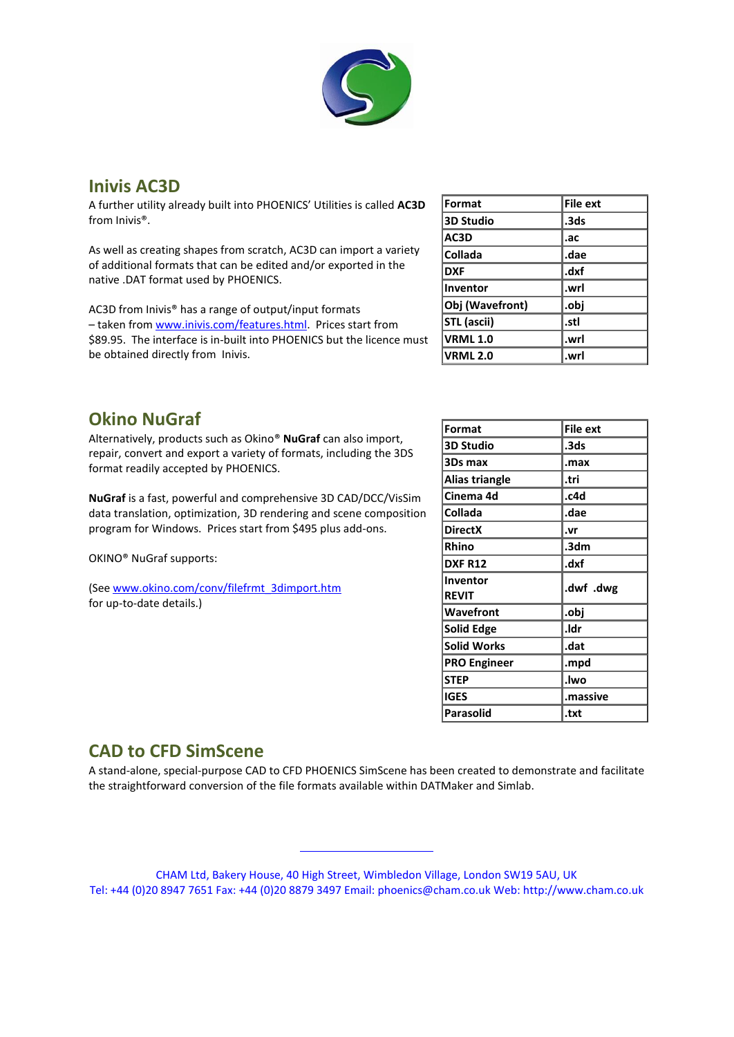## Inivis AC3D

A further utility already built into PHOENICS' Utilities is called **AC3D** from Inivis®.

As well as creating shapes from scratch, AC3D can import a variety of additional formats that can be edited and/or exported in the native .DAT format used by PHOENICS.

AC3D from Inivis® has a range of output/input formats – taken from www.inivis.com/features.html. Prices start from $89.95. The interface is in-built into PHOENICS but the licence must be obtained directly from Inivis.

| **Format** | **File ext** |
|---|---|
| **3D Studio** | **.3ds** |
| **AC3D** | **.ac** |
| **Collada** | **.dae** |
| **DXF** | **.dxf** |
| **Inventor** | **.wrl** |
| **Obj (Wavefront)** | **.obj** |
| **STL (ascii)** | **.stl** |
| **VRML 1.0** | **.wrl** |
| **VRML 2.0** | **.wrl** |

## Okino NuGraf

Alternatively, products such as Okino® **NuGraf** can also import, repair, convert and export a variety of formats, including the 3DS format readily accepted by PHOENICS.

**NuGraf** is a fast, powerful and comprehensive 3D CAD/DCC/VisSim data translation, optimization, 3D rendering and scene composition program for Windows. Prices start from $495 plus add-ons.

OKINO® NuGraf supports:

(See www.okino.com/conv/filefrmt_3dimport.htm for up-to-date details.)

| **Format** | **File ext** |
|---|---|
| **3D Studio** | **.3ds** |
| **3Ds max** | **.max** |
| **Alias triangle** | **.tri** |
| **Cinema 4d** | **.c4d** |
| **Collada** | **.dae** |
| **DirectX** | **.vr** |
| **Rhino** | **.3dm** |
| **DXF R12** | **.dxf** |
| **Inventor REVIT** | **.dwf .dwg** |
| **Wavefront** | **.obj** |
| **Solid Edge** | **.ldr** |
| **Solid Works** | **.dat** |
| **PRO Engineer** | **.mpd** |
| **STEP** | **.lwo** |
| **IGES** | **.massive** |
| **Parasolid** | **.txt** |

## CAD to CFD SimScene

A stand-alone, special-purpose CAD to CFD PHOENICS SimScene has been created to demonstrate and facilitate the straightforward conversion of the file formats available within DATMaker and Simlab.

CHAM Ltd, Bakery House, 40 High Street, Wimbledon Village, London SW19 5AU, UK
Tel: +44 (0)20 8947 7651 Fax: +44 (0)20 8879 3497 Email: phoenics@cham.co.uk Web: http://www.cham.co.uk